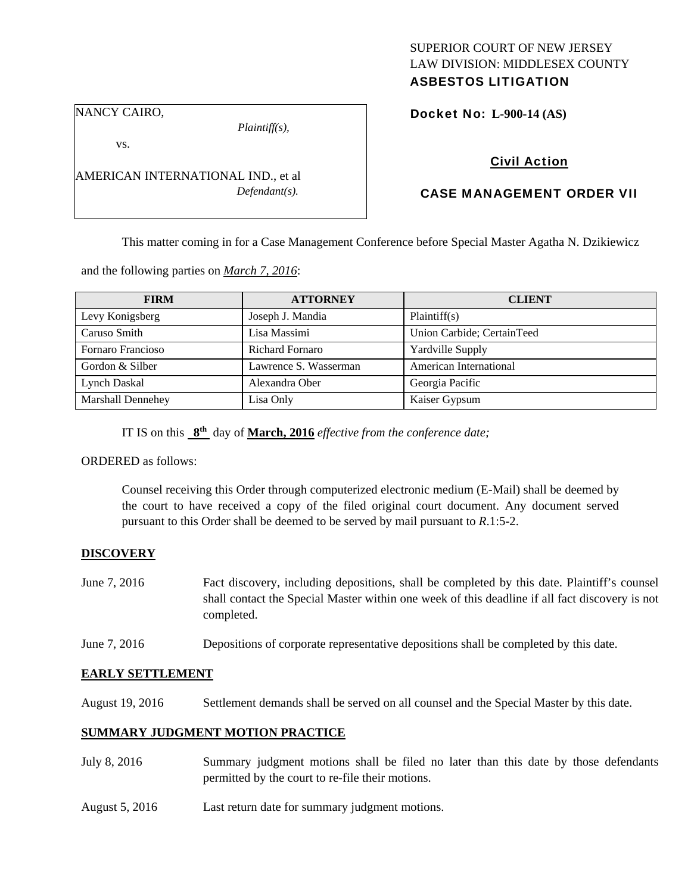SUPERIOR COURT OF NEW JERSEY
LAW DIVISION: MIDDLESEX COUNTY
**ASBESTOS LITIGATION**

NANCY CAIRO,
*Plaintiff(s),*

vs.

AMERICAN INTERNATIONAL IND., et al
*Defendant(s).*

**Docket No: L-900-14 (AS)**

**Civil Action**

**CASE MANAGEMENT ORDER VII**

This matter coming in for a Case Management Conference before Special Master Agatha N. Dzikiewicz and the following parties on *March 7, 2016*:

| FIRM | ATTORNEY | CLIENT |
| --- | --- | --- |
| Levy Konigsberg | Joseph J. Mandia | Plaintiff(s) |
| Caruso Smith | Lisa Massimi | Union Carbide; CertainTeed |
| Fornaro Francioso | Richard Fornaro | Yardville Supply |
| Gordon & Silber | Lawrence S. Wasserman | American International |
| Lynch Daskal | Alexandra Ober | Georgia Pacific |
| Marshall Dennehey | Lisa Only | Kaiser Gypsum |

IT IS on this **8th** day of **March, 2016** *effective from the conference date;*

ORDERED as follows:

Counsel receiving this Order through computerized electronic medium (E-Mail) shall be deemed by the court to have received a copy of the filed original court document. Any document served pursuant to this Order shall be deemed to be served by mail pursuant to *R*.1:5-2.

**DISCOVERY**

June 7, 2016 — Fact discovery, including depositions, shall be completed by this date. Plaintiff's counsel shall contact the Special Master within one week of this deadline if all fact discovery is not completed.

June 7, 2016 — Depositions of corporate representative depositions shall be completed by this date.

**EARLY SETTLEMENT**

August 19, 2016 — Settlement demands shall be served on all counsel and the Special Master by this date.

**SUMMARY JUDGMENT MOTION PRACTICE**

July 8, 2016 — Summary judgment motions shall be filed no later than this date by those defendants permitted by the court to re-file their motions.

August 5, 2016 — Last return date for summary judgment motions.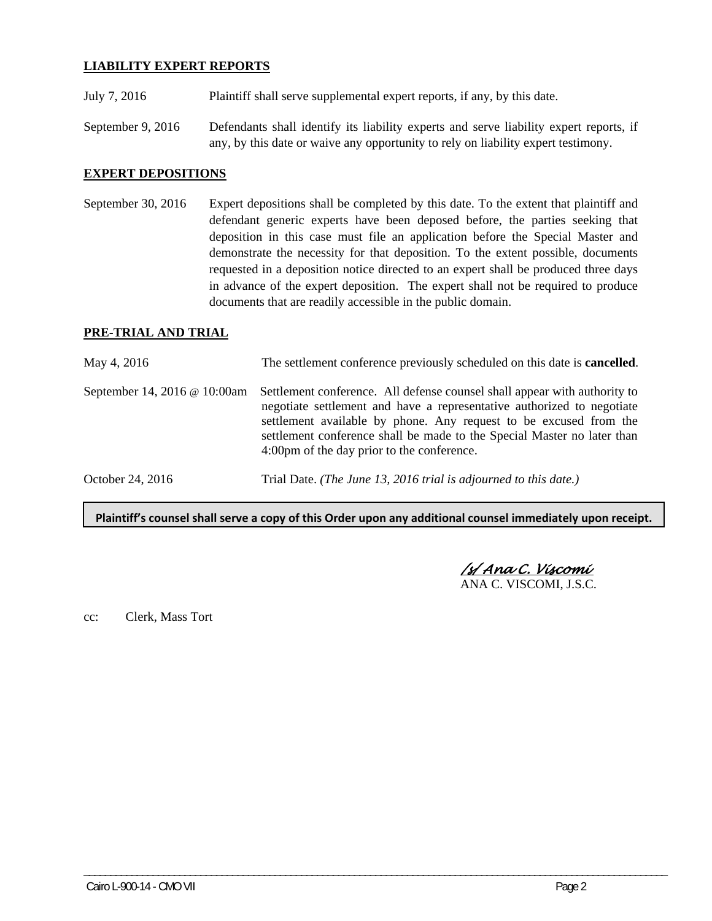**LIABILITY EXPERT REPORTS**

| | |
|---|---|
| July 7, 2016 | Plaintiff shall serve supplemental expert reports, if any, by this date. |
| September 9, 2016 | Defendants shall identify its liability experts and serve liability expert reports, if any, by this date or waive any opportunity to rely on liability expert testimony. |

**EXPERT DEPOSITIONS**

| | |
|---|---|
| September 30, 2016 | Expert depositions shall be completed by this date. To the extent that plaintiff and defendant generic experts have been deposed before, the parties seeking that deposition in this case must file an application before the Special Master and demonstrate the necessity for that deposition. To the extent possible, documents requested in a deposition notice directed to an expert shall be produced three days in advance of the expert deposition. The expert shall not be required to produce documents that are readily accessible in the public domain. |

**PRE-TRIAL AND TRIAL**

| | |
|---|---|
| May 4, 2016 | The settlement conference previously scheduled on this date is **cancelled**. |
| September 14, 2016 @ 10:00am | Settlement conference. All defense counsel shall appear with authority to negotiate settlement and have a representative authorized to negotiate settlement available by phone. Any request to be excused from the settlement conference shall be made to the Special Master no later than 4:00pm of the day prior to the conference. |
| October 24, 2016 | Trial Date. *(The June 13, 2016 trial is adjourned to this date.)* |

**Plaintiff's counsel shall serve a copy of this Order upon any additional counsel immediately upon receipt.**

*/s/ Ana C. Viscomi*
ANA C. VISCOMI, J.S.C.

cc: Clerk, Mass Tort